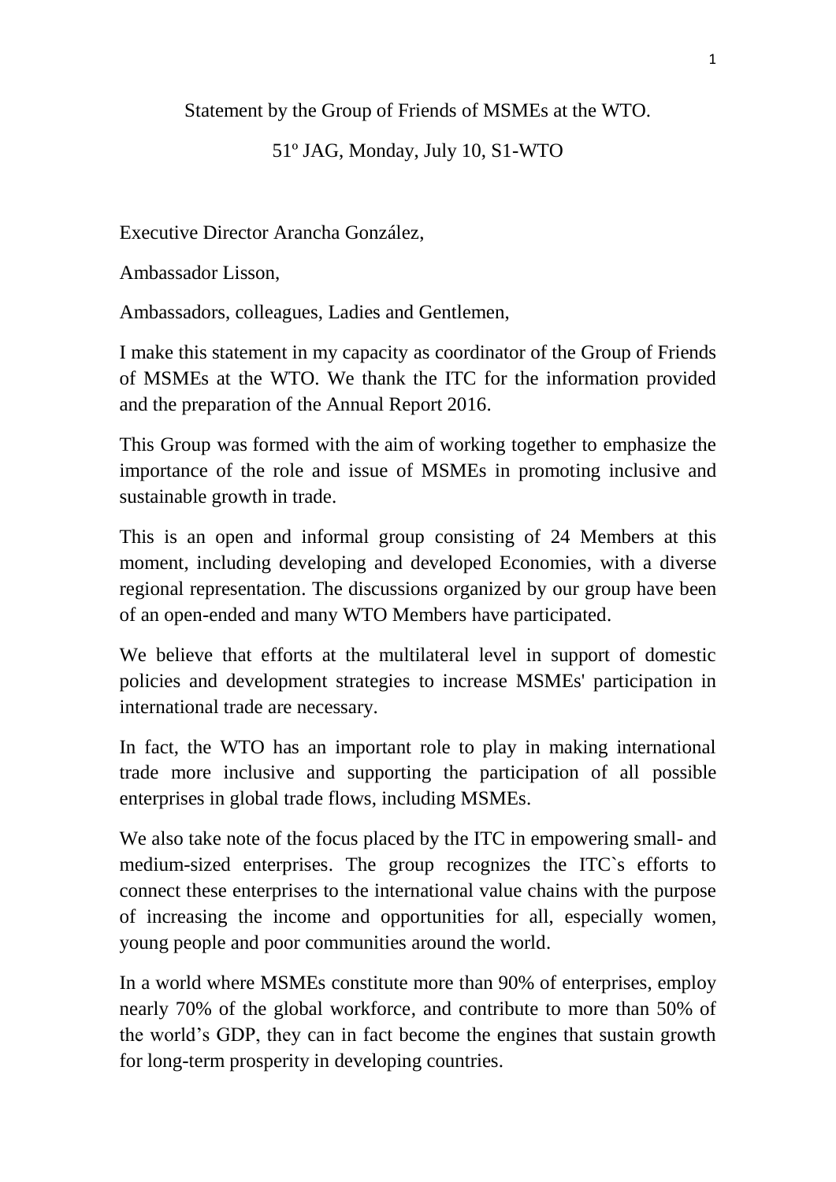Statement by the Group of Friends of MSMEs at the WTO.

51º JAG, Monday, July 10, S1-WTO

Executive Director Arancha González,

Ambassador Lisson,

Ambassadors, colleagues, Ladies and Gentlemen,

I make this statement in my capacity as coordinator of the Group of Friends of MSMEs at the WTO. We thank the ITC for the information provided and the preparation of the Annual Report 2016.

This Group was formed with the aim of working together to emphasize the importance of the role and issue of MSMEs in promoting inclusive and sustainable growth in trade.

This is an open and informal group consisting of 24 Members at this moment, including developing and developed Economies, with a diverse regional representation. The discussions organized by our group have been of an open-ended and many WTO Members have participated.

We believe that efforts at the multilateral level in support of domestic policies and development strategies to increase MSMEs' participation in international trade are necessary.

In fact, the WTO has an important role to play in making international trade more inclusive and supporting the participation of all possible enterprises in global trade flows, including MSMEs.

We also take note of the focus placed by the ITC in empowering small- and medium-sized enterprises. The group recognizes the ITC`s efforts to connect these enterprises to the international value chains with the purpose of increasing the income and opportunities for all, especially women, young people and poor communities around the world.

In a world where MSMEs constitute more than 90% of enterprises, employ nearly 70% of the global workforce, and contribute to more than 50% of the world's GDP, they can in fact become the engines that sustain growth for long-term prosperity in developing countries.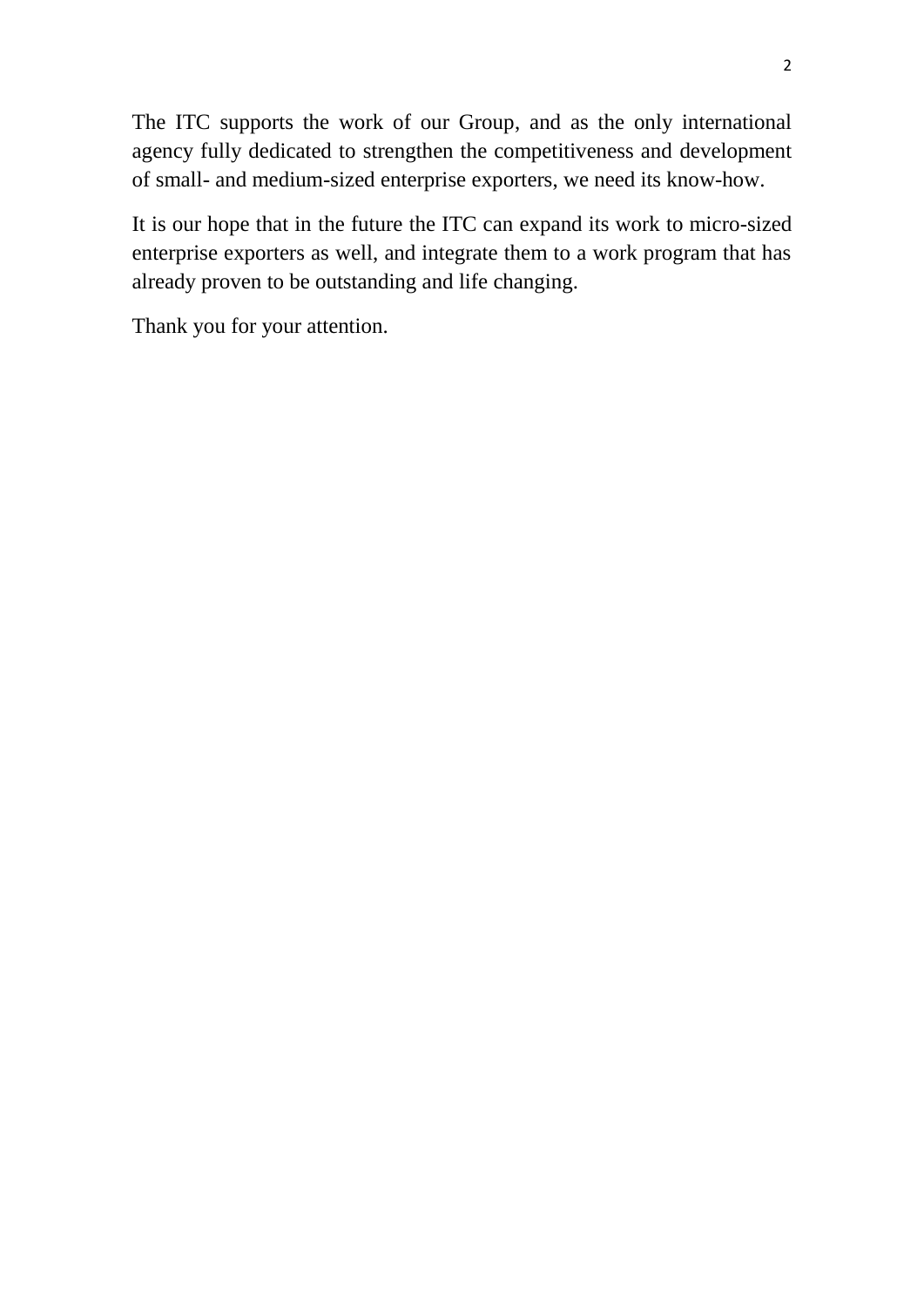The ITC supports the work of our Group, and as the only international agency fully dedicated to strengthen the competitiveness and development of small- and medium-sized enterprise exporters, we need its know-how.

It is our hope that in the future the ITC can expand its work to micro-sized enterprise exporters as well, and integrate them to a work program that has already proven to be outstanding and life changing.

Thank you for your attention.